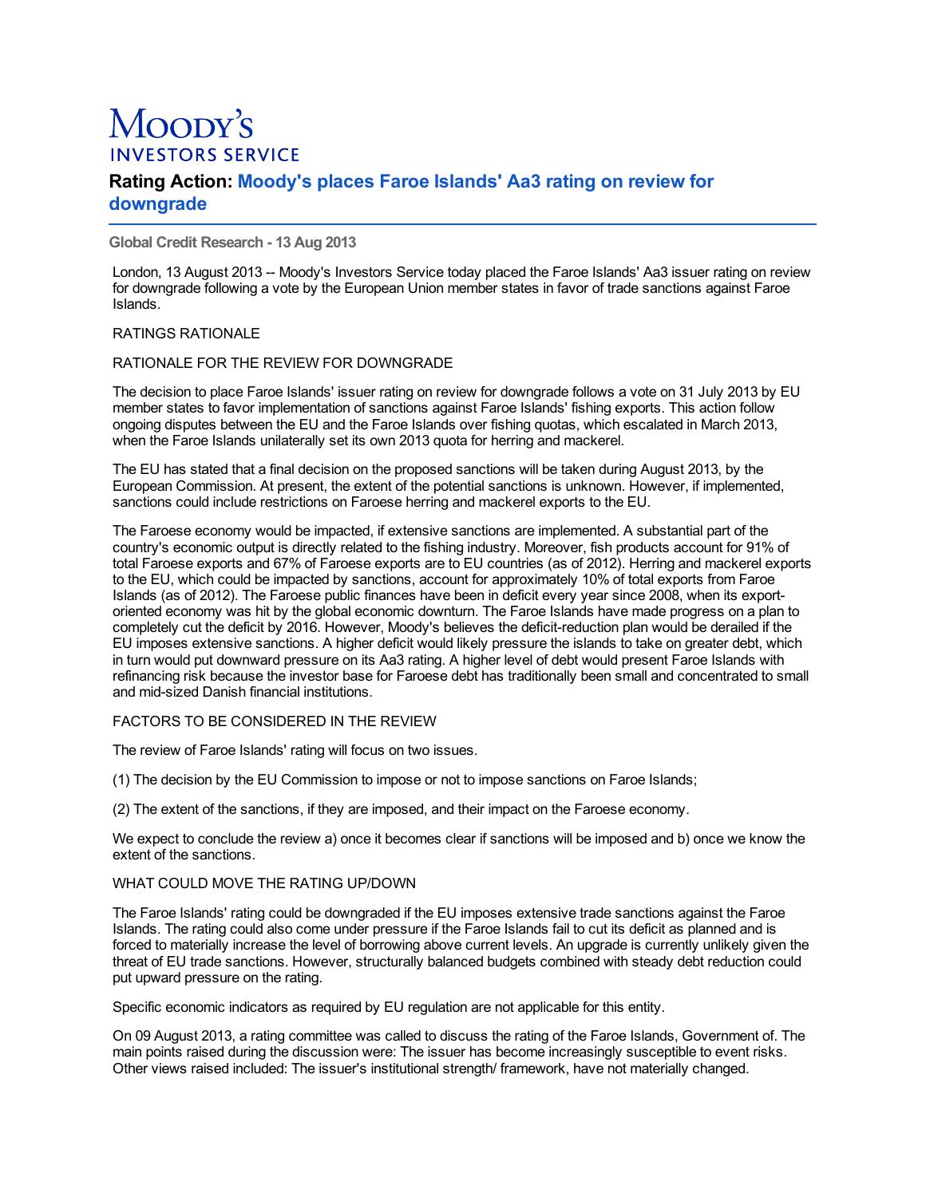# Moody's

INVESTORS SERVICE

## Rating Action: Moody's places Faroe Islands' Aa3 rating on review for downgrade

**Global Credit Research - 13 Aug 2013**

London, 13 August 2013 -- Moody's Investors Service today placed the Faroe Islands' Aa3 issuer rating on review for downgrade following a vote by the European Union member states in favor of trade sanctions against Faroe Islands.

RATINGS RATIONALE

RATIONALE FOR THE REVIEW FOR DOWNGRADE

The decision to place Faroe Islands' issuer rating on review for downgrade follows a vote on 31 July 2013 by EU member states to favor implementation of sanctions against Faroe Islands' fishing exports. This action follow ongoing disputes between the EU and the Faroe Islands over fishing quotas, which escalated in March 2013, when the Faroe Islands unilaterally set its own 2013 quota for herring and mackerel.

The EU has stated that a final decision on the proposed sanctions will be taken during August 2013, by the European Commission. At present, the extent of the potential sanctions is unknown. However, if implemented, sanctions could include restrictions on Faroese herring and mackerel exports to the EU.

The Faroese economy would be impacted, if extensive sanctions are implemented. A substantial part of the country's economic output is directly related to the fishing industry. Moreover, fish products account for 91% of total Faroese exports and 67% of Faroese exports are to EU countries (as of 2012). Herring and mackerel exports to the EU, which could be impacted by sanctions, account for approximately 10% of total exports from Faroe Islands (as of 2012). The Faroese public finances have been in deficit every year since 2008, when its export-oriented economy was hit by the global economic downturn. The Faroe Islands have made progress on a plan to completely cut the deficit by 2016. However, Moody's believes the deficit-reduction plan would be derailed if the EU imposes extensive sanctions. A higher deficit would likely pressure the islands to take on greater debt, which in turn would put downward pressure on its Aa3 rating. A higher level of debt would present Faroe Islands with refinancing risk because the investor base for Faroese debt has traditionally been small and concentrated to small and mid-sized Danish financial institutions.

FACTORS TO BE CONSIDERED IN THE REVIEW

The review of Faroe Islands' rating will focus on two issues.

(1) The decision by the EU Commission to impose or not to impose sanctions on Faroe Islands;

(2) The extent of the sanctions, if they are imposed, and their impact on the Faroese economy.

We expect to conclude the review a) once it becomes clear if sanctions will be imposed and b) once we know the extent of the sanctions.

WHAT COULD MOVE THE RATING UP/DOWN

The Faroe Islands' rating could be downgraded if the EU imposes extensive trade sanctions against the Faroe Islands. The rating could also come under pressure if the Faroe Islands fail to cut its deficit as planned and is forced to materially increase the level of borrowing above current levels. An upgrade is currently unlikely given the threat of EU trade sanctions. However, structurally balanced budgets combined with steady debt reduction could put upward pressure on the rating.

Specific economic indicators as required by EU regulation are not applicable for this entity.

On 09 August 2013, a rating committee was called to discuss the rating of the Faroe Islands, Government of. The main points raised during the discussion were: The issuer has become increasingly susceptible to event risks. Other views raised included: The issuer's institutional strength/ framework, have not materially changed.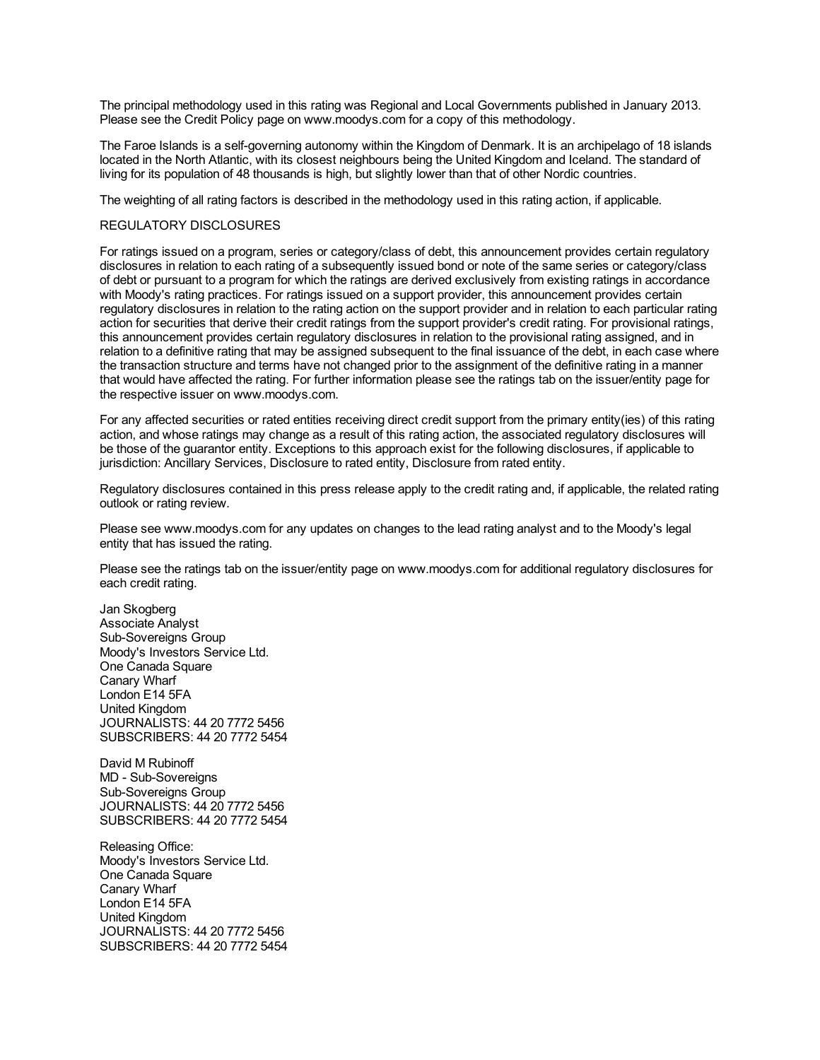The principal methodology used in this rating was Regional and Local Governments published in January 2013. Please see the Credit Policy page on www.moodys.com for a copy of this methodology.

The Faroe Islands is a self-governing autonomy within the Kingdom of Denmark. It is an archipelago of 18 islands located in the North Atlantic, with its closest neighbours being the United Kingdom and Iceland. The standard of living for its population of 48 thousands is high, but slightly lower than that of other Nordic countries.

The weighting of all rating factors is described in the methodology used in this rating action, if applicable.

REGULATORY DISCLOSURES

For ratings issued on a program, series or category/class of debt, this announcement provides certain regulatory disclosures in relation to each rating of a subsequently issued bond or note of the same series or category/class of debt or pursuant to a program for which the ratings are derived exclusively from existing ratings in accordance with Moody's rating practices. For ratings issued on a support provider, this announcement provides certain regulatory disclosures in relation to the rating action on the support provider and in relation to each particular rating action for securities that derive their credit ratings from the support provider's credit rating. For provisional ratings, this announcement provides certain regulatory disclosures in relation to the provisional rating assigned, and in relation to a definitive rating that may be assigned subsequent to the final issuance of the debt, in each case where the transaction structure and terms have not changed prior to the assignment of the definitive rating in a manner that would have affected the rating. For further information please see the ratings tab on the issuer/entity page for the respective issuer on www.moodys.com.

For any affected securities or rated entities receiving direct credit support from the primary entity(ies) of this rating action, and whose ratings may change as a result of this rating action, the associated regulatory disclosures will be those of the guarantor entity. Exceptions to this approach exist for the following disclosures, if applicable to jurisdiction: Ancillary Services, Disclosure to rated entity, Disclosure from rated entity.

Regulatory disclosures contained in this press release apply to the credit rating and, if applicable, the related rating outlook or rating review.

Please see www.moodys.com for any updates on changes to the lead rating analyst and to the Moody's legal entity that has issued the rating.

Please see the ratings tab on the issuer/entity page on www.moodys.com for additional regulatory disclosures for each credit rating.

Jan Skogberg
Associate Analyst
Sub-Sovereigns Group
Moody's Investors Service Ltd.
One Canada Square
Canary Wharf
London E14 5FA
United Kingdom
JOURNALISTS: 44 20 7772 5456
SUBSCRIBERS: 44 20 7772 5454

David M Rubinoff
MD - Sub-Sovereigns
Sub-Sovereigns Group
JOURNALISTS: 44 20 7772 5456
SUBSCRIBERS: 44 20 7772 5454

Releasing Office:
Moody's Investors Service Ltd.
One Canada Square
Canary Wharf
London E14 5FA
United Kingdom
JOURNALISTS: 44 20 7772 5456
SUBSCRIBERS: 44 20 7772 5454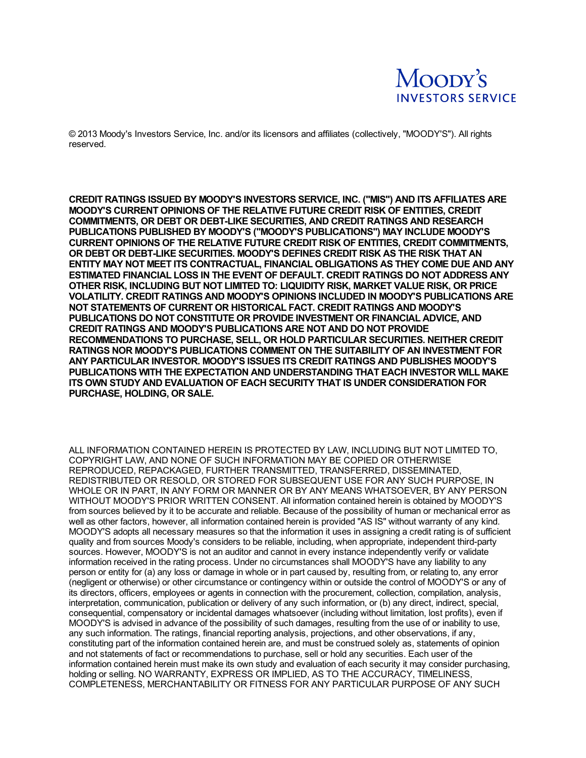MOODY'S INVESTORS SERVICE

© 2013 Moody's Investors Service, Inc. and/or its licensors and affiliates (collectively, "MOODY'S"). All rights reserved.

**CREDIT RATINGS ISSUED BY MOODY'S INVESTORS SERVICE, INC. ("MIS") AND ITS AFFILIATES ARE MOODY'S CURRENT OPINIONS OF THE RELATIVE FUTURE CREDIT RISK OF ENTITIES, CREDIT COMMITMENTS, OR DEBT OR DEBT-LIKE SECURITIES, AND CREDIT RATINGS AND RESEARCH PUBLICATIONS PUBLISHED BY MOODY'S ("MOODY'S PUBLICATIONS") MAY INCLUDE MOODY'S CURRENT OPINIONS OF THE RELATIVE FUTURE CREDIT RISK OF ENTITIES, CREDIT COMMITMENTS, OR DEBT OR DEBT-LIKE SECURITIES. MOODY'S DEFINES CREDIT RISK AS THE RISK THAT AN ENTITY MAY NOT MEET ITS CONTRACTUAL, FINANCIAL OBLIGATIONS AS THEY COME DUE AND ANY ESTIMATED FINANCIAL LOSS IN THE EVENT OF DEFAULT. CREDIT RATINGS DO NOT ADDRESS ANY OTHER RISK, INCLUDING BUT NOT LIMITED TO: LIQUIDITY RISK, MARKET VALUE RISK, OR PRICE VOLATILITY. CREDIT RATINGS AND MOODY'S OPINIONS INCLUDED IN MOODY'S PUBLICATIONS ARE NOT STATEMENTS OF CURRENT OR HISTORICAL FACT. CREDIT RATINGS AND MOODY'S PUBLICATIONS DO NOT CONSTITUTE OR PROVIDE INVESTMENT OR FINANCIAL ADVICE, AND CREDIT RATINGS AND MOODY'S PUBLICATIONS ARE NOT AND DO NOT PROVIDE RECOMMENDATIONS TO PURCHASE, SELL, OR HOLD PARTICULAR SECURITIES. NEITHER CREDIT RATINGS NOR MOODY'S PUBLICATIONS COMMENT ON THE SUITABILITY OF AN INVESTMENT FOR ANY PARTICULAR INVESTOR. MOODY'S ISSUES ITS CREDIT RATINGS AND PUBLISHES MOODY'S PUBLICATIONS WITH THE EXPECTATION AND UNDERSTANDING THAT EACH INVESTOR WILL MAKE ITS OWN STUDY AND EVALUATION OF EACH SECURITY THAT IS UNDER CONSIDERATION FOR PURCHASE, HOLDING, OR SALE.**

ALL INFORMATION CONTAINED HEREIN IS PROTECTED BY LAW, INCLUDING BUT NOT LIMITED TO, COPYRIGHT LAW, AND NONE OF SUCH INFORMATION MAY BE COPIED OR OTHERWISE REPRODUCED, REPACKAGED, FURTHER TRANSMITTED, TRANSFERRED, DISSEMINATED, REDISTRIBUTED OR RESOLD, OR STORED FOR SUBSEQUENT USE FOR ANY SUCH PURPOSE, IN WHOLE OR IN PART, IN ANY FORM OR MANNER OR BY ANY MEANS WHATSOEVER, BY ANY PERSON WITHOUT MOODY'S PRIOR WRITTEN CONSENT. All information contained herein is obtained by MOODY'S from sources believed by it to be accurate and reliable. Because of the possibility of human or mechanical error as well as other factors, however, all information contained herein is provided "AS IS" without warranty of any kind. MOODY'S adopts all necessary measures so that the information it uses in assigning a credit rating is of sufficient quality and from sources Moody's considers to be reliable, including, when appropriate, independent third-party sources. However, MOODY'S is not an auditor and cannot in every instance independently verify or validate information received in the rating process. Under no circumstances shall MOODY'S have any liability to any person or entity for (a) any loss or damage in whole or in part caused by, resulting from, or relating to, any error (negligent or otherwise) or other circumstance or contingency within or outside the control of MOODY'S or any of its directors, officers, employees or agents in connection with the procurement, collection, compilation, analysis, interpretation, communication, publication or delivery of any such information, or (b) any direct, indirect, special, consequential, compensatory or incidental damages whatsoever (including without limitation, lost profits), even if MOODY'S is advised in advance of the possibility of such damages, resulting from the use of or inability to use, any such information. The ratings, financial reporting analysis, projections, and other observations, if any, constituting part of the information contained herein are, and must be construed solely as, statements of opinion and not statements of fact or recommendations to purchase, sell or hold any securities. Each user of the information contained herein must make its own study and evaluation of each security it may consider purchasing, holding or selling. NO WARRANTY, EXPRESS OR IMPLIED, AS TO THE ACCURACY, TIMELINESS, COMPLETENESS, MERCHANTABILITY OR FITNESS FOR ANY PARTICULAR PURPOSE OF ANY SUCH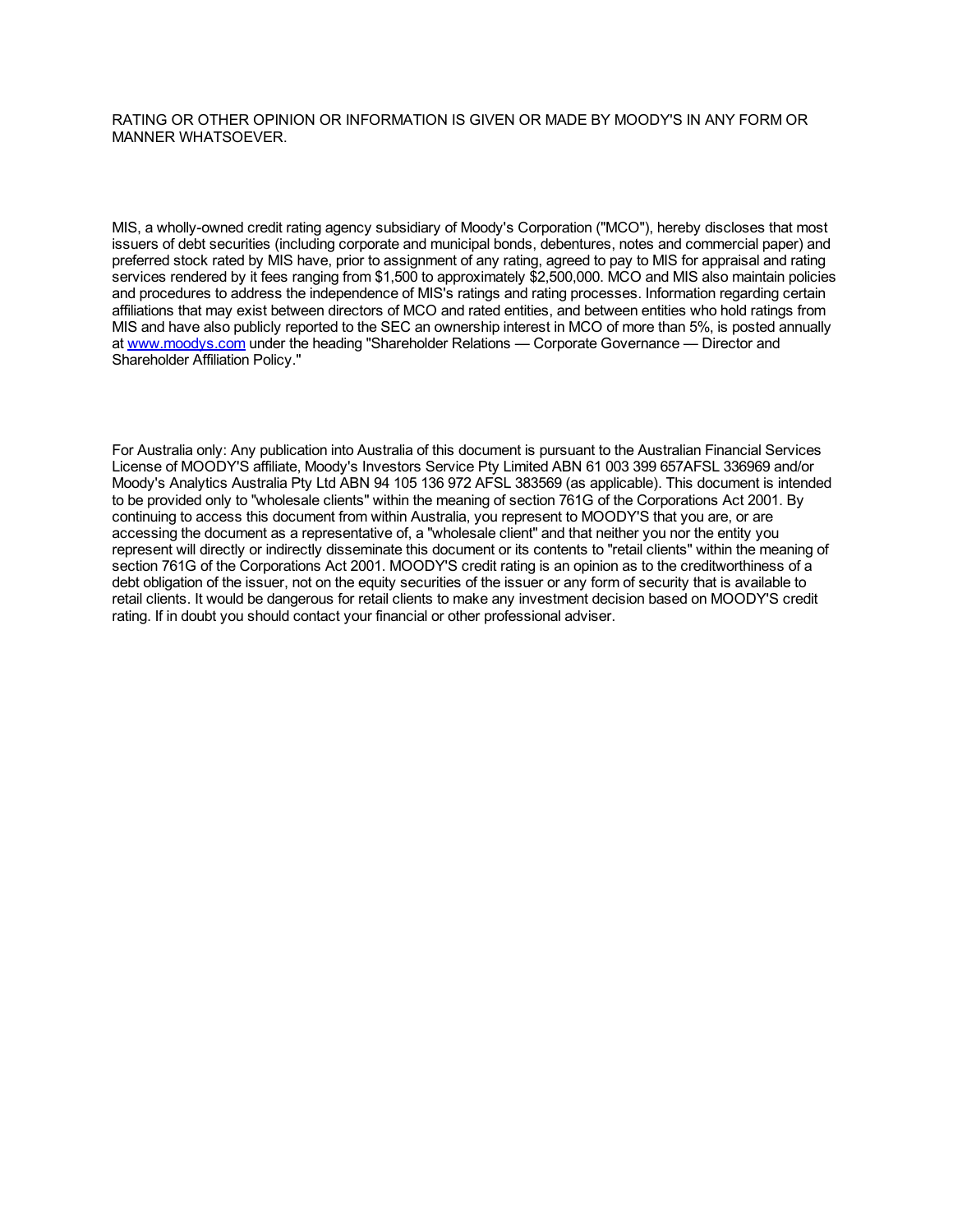RATING OR OTHER OPINION OR INFORMATION IS GIVEN OR MADE BY MOODY'S IN ANY FORM OR MANNER WHATSOEVER.

MIS, a wholly-owned credit rating agency subsidiary of Moody's Corporation ("MCO"), hereby discloses that most issuers of debt securities (including corporate and municipal bonds, debentures, notes and commercial paper) and preferred stock rated by MIS have, prior to assignment of any rating, agreed to pay to MIS for appraisal and rating services rendered by it fees ranging from $1,500 to approximately $2,500,000. MCO and MIS also maintain policies and procedures to address the independence of MIS's ratings and rating processes. Information regarding certain affiliations that may exist between directors of MCO and rated entities, and between entities who hold ratings from MIS and have also publicly reported to the SEC an ownership interest in MCO of more than 5%, is posted annually at [www.moodys.com](http://www.moodys.com) under the heading "Shareholder Relations — Corporate Governance — Director and Shareholder Affiliation Policy."

For Australia only: Any publication into Australia of this document is pursuant to the Australian Financial Services License of MOODY'S affiliate, Moody's Investors Service Pty Limited ABN 61 003 399 657AFSL 336969 and/or Moody's Analytics Australia Pty Ltd ABN 94 105 136 972 AFSL 383569 (as applicable). This document is intended to be provided only to "wholesale clients" within the meaning of section 761G of the Corporations Act 2001. By continuing to access this document from within Australia, you represent to MOODY'S that you are, or are accessing the document as a representative of, a "wholesale client" and that neither you nor the entity you represent will directly or indirectly disseminate this document or its contents to "retail clients" within the meaning of section 761G of the Corporations Act 2001. MOODY'S credit rating is an opinion as to the creditworthiness of a debt obligation of the issuer, not on the equity securities of the issuer or any form of security that is available to retail clients. It would be dangerous for retail clients to make any investment decision based on MOODY'S credit rating. If in doubt you should contact your financial or other professional adviser.